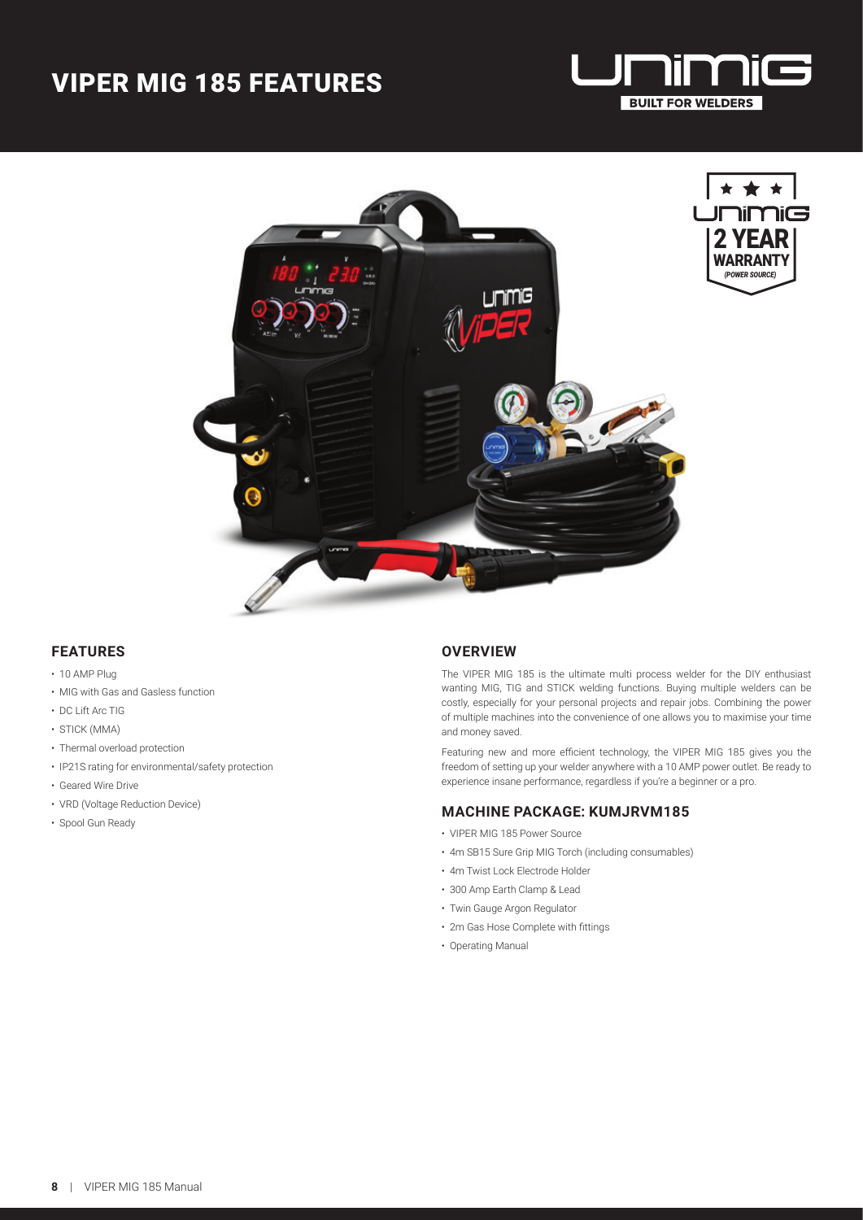# VIPER MIG 185 FEATURES

## FEATURES

- 10 AMP Plug
- MIG with Gas and Gasless function
- DC Lift Arc TIG
- STICK (MMA)
- Thermal overload protection
- IP21S rating for environmental/safety protection
- Geared Wire Drive
- VRD (Voltage Reduction Device)
- Spool Gun Ready

## OVERVIEW

The VIPER MIG 185 is the ultimate multi process welder for the DIY enthusiast wanting MIG, TIG and STICK welding functions. Buying multiple welders can be costly, especially for your personal projects and repair jobs. Combining the power of multiple machines into the convenience of one allows you to maximise your time and money saved.

Featuring new and more efficient technology, the VIPER MIG 185 gives you the freedom of setting up your welder anywhere with a 10 AMP power outlet. Be ready to experience insane performance, regardless if you're a beginner or a pro.

## MACHINE PACKAGE: KUMJRVM185

- VIPER MIG 185 Power Source
- 4m SB15 Sure Grip MIG Torch (including consumables)
- 4m Twist Lock Electrode Holder
- 300 Amp Earth Clamp & Lead
- Twin Gauge Argon Regulator
- 2m Gas Hose Complete with fittings
- Operating Manual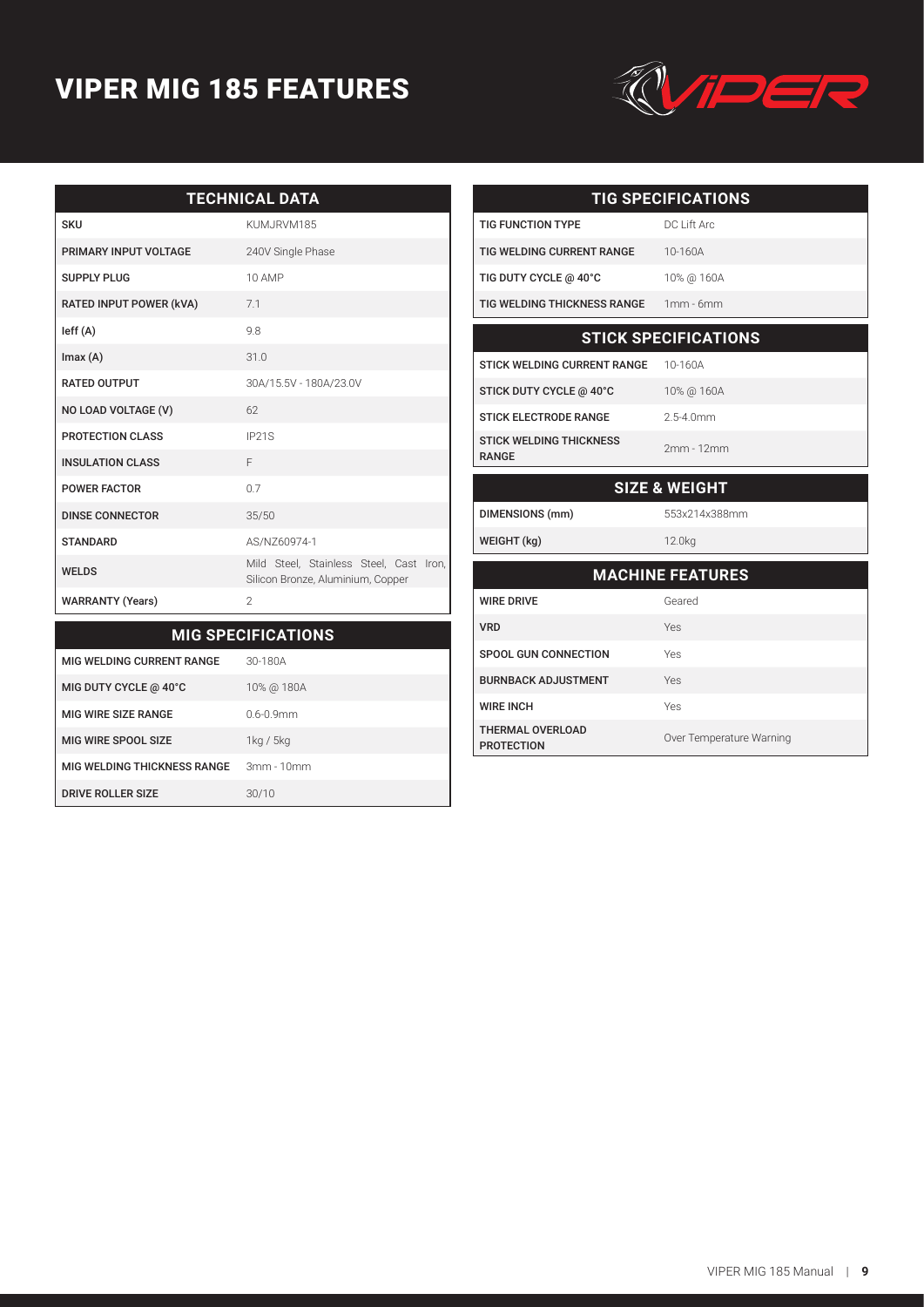# VIPER MIG 185 FEATURES

| TECHNICAL DATA | |
|---|---|
| SKU | KUMJRVM185 |
| PRIMARY INPUT VOLTAGE | 240V Single Phase |
| SUPPLY PLUG | 10 AMP |
| RATED INPUT POWER (kVA) | 7.1 |
| Ieff (A) | 9.8 |
| Imax (A) | 31.0 |
| RATED OUTPUT | 30A/15.5V - 180A/23.0V |
| NO LOAD VOLTAGE (V) | 62 |
| PROTECTION CLASS | IP21S |
| INSULATION CLASS | F |
| POWER FACTOR | 0.7 |
| DINSE CONNECTOR | 35/50 |
| STANDARD | AS/NZ60974-1 |
| WELDS | Mild Steel, Stainless Steel, Cast Iron, Silicon Bronze, Aluminium, Copper |
| WARRANTY (Years) | 2 |

| MIG SPECIFICATIONS | |
|---|---|
| MIG WELDING CURRENT RANGE | 30-180A |
| MIG DUTY CYCLE @ 40°C | 10% @ 180A |
| MIG WIRE SIZE RANGE | 0.6-0.9mm |
| MIG WIRE SPOOL SIZE | 1kg / 5kg |
| MIG WELDING THICKNESS RANGE | 3mm - 10mm |
| DRIVE ROLLER SIZE | 30/10 |

| TIG SPECIFICATIONS | |
|---|---|
| TIG FUNCTION TYPE | DC Lift Arc |
| TIG WELDING CURRENT RANGE | 10-160A |
| TIG DUTY CYCLE @ 40°C | 10% @ 160A |
| TIG WELDING THICKNESS RANGE | 1mm - 6mm |

| STICK SPECIFICATIONS | |
|---|---|
| STICK WELDING CURRENT RANGE | 10-160A |
| STICK DUTY CYCLE @ 40°C | 10% @ 160A |
| STICK ELECTRODE RANGE | 2.5-4.0mm |
| STICK WELDING THICKNESS RANGE | 2mm - 12mm |

| SIZE & WEIGHT | |
|---|---|
| DIMENSIONS (mm) | 553x214x388mm |
| WEIGHT (kg) | 12.0kg |

| MACHINE FEATURES | |
|---|---|
| WIRE DRIVE | Geared |
| VRD | Yes |
| SPOOL GUN CONNECTION | Yes |
| BURNBACK ADJUSTMENT | Yes |
| WIRE INCH | Yes |
| THERMAL OVERLOAD PROTECTION | Over Temperature Warning |